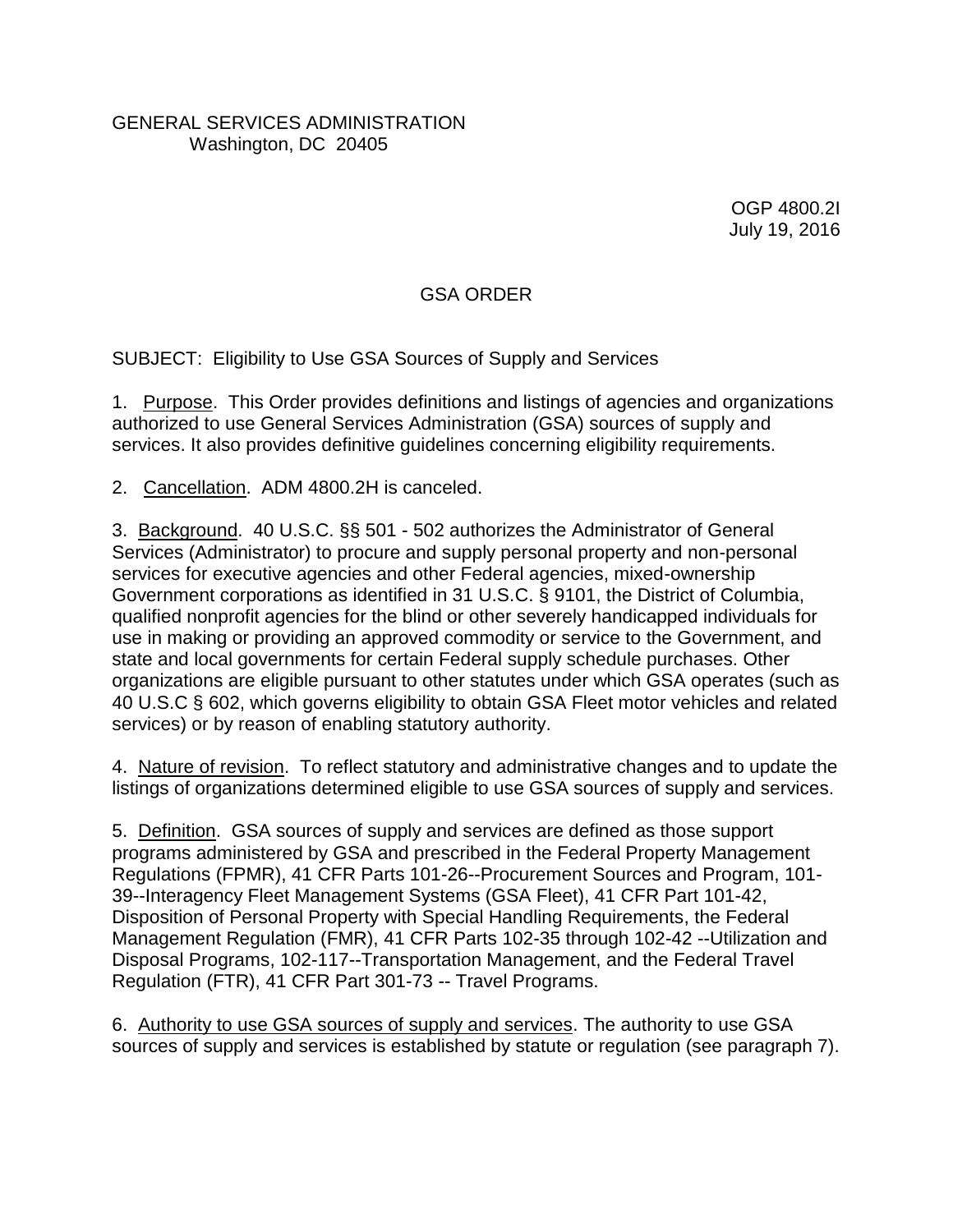GENERAL SERVICES ADMINISTRATION
Washington, DC 20405

OGP 4800.2I
July 19, 2016

# GSA ORDER

SUBJECT: Eligibility to Use GSA Sources of Supply and Services

1. Purpose. This Order provides definitions and listings of agencies and organizations authorized to use General Services Administration (GSA) sources of supply and services. It also provides definitive guidelines concerning eligibility requirements.

2. Cancellation. ADM 4800.2H is canceled.

3. Background. 40 U.S.C. §§ 501 - 502 authorizes the Administrator of General Services (Administrator) to procure and supply personal property and non-personal services for executive agencies and other Federal agencies, mixed-ownership Government corporations as identified in 31 U.S.C. § 9101, the District of Columbia, qualified nonprofit agencies for the blind or other severely handicapped individuals for use in making or providing an approved commodity or service to the Government, and state and local governments for certain Federal supply schedule purchases. Other organizations are eligible pursuant to other statutes under which GSA operates (such as 40 U.S.C § 602, which governs eligibility to obtain GSA Fleet motor vehicles and related services) or by reason of enabling statutory authority.

4. Nature of revision. To reflect statutory and administrative changes and to update the listings of organizations determined eligible to use GSA sources of supply and services.

5. Definition. GSA sources of supply and services are defined as those support programs administered by GSA and prescribed in the Federal Property Management Regulations (FPMR), 41 CFR Parts 101-26--Procurement Sources and Program, 101-39--Interagency Fleet Management Systems (GSA Fleet), 41 CFR Part 101-42, Disposition of Personal Property with Special Handling Requirements, the Federal Management Regulation (FMR), 41 CFR Parts 102-35 through 102-42 --Utilization and Disposal Programs, 102-117--Transportation Management, and the Federal Travel Regulation (FTR), 41 CFR Part 301-73 -- Travel Programs.

6. Authority to use GSA sources of supply and services. The authority to use GSA sources of supply and services is established by statute or regulation (see paragraph 7).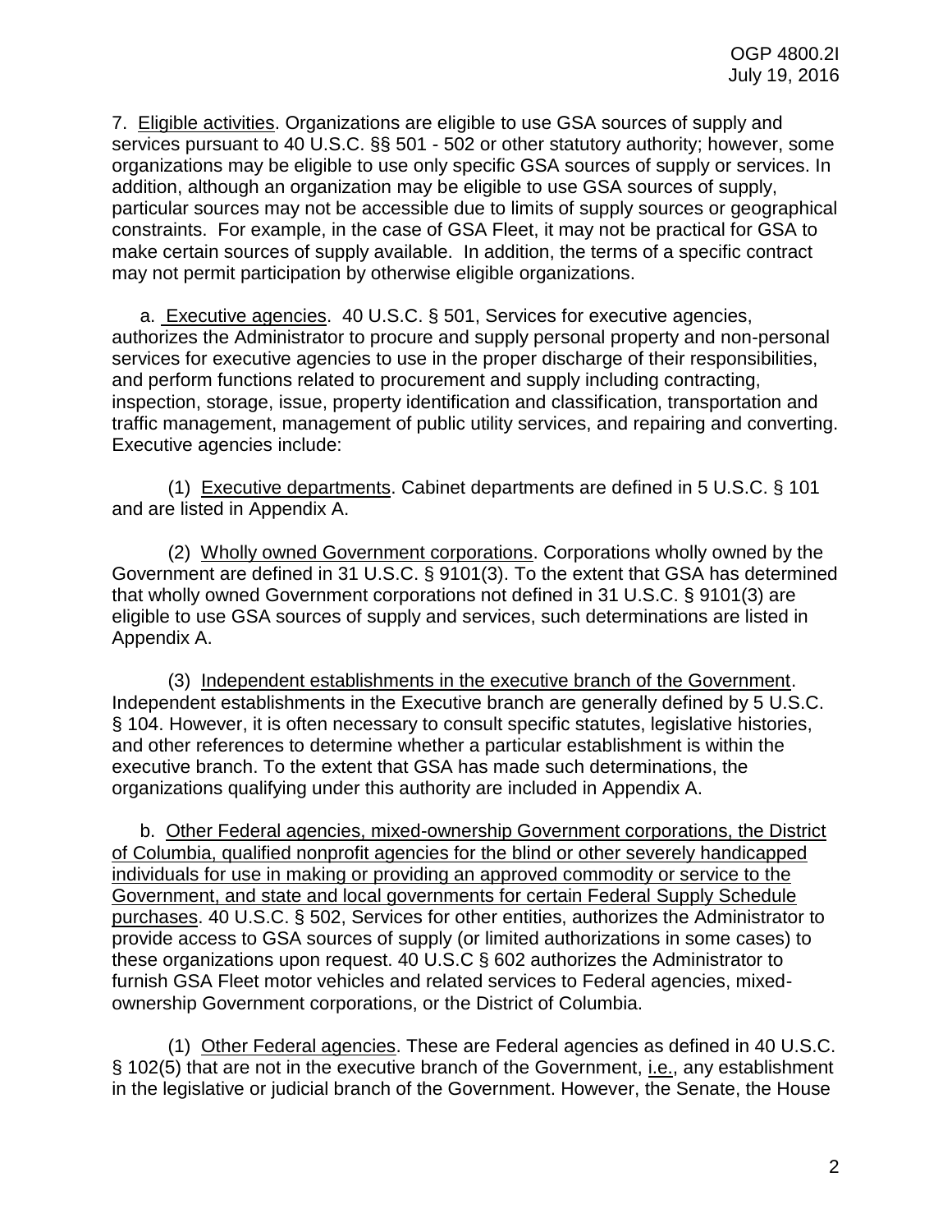7. Eligible activities. Organizations are eligible to use GSA sources of supply and services pursuant to 40 U.S.C. §§ 501 - 502 or other statutory authority; however, some organizations may be eligible to use only specific GSA sources of supply or services. In addition, although an organization may be eligible to use GSA sources of supply, particular sources may not be accessible due to limits of supply sources or geographical constraints. For example, in the case of GSA Fleet, it may not be practical for GSA to make certain sources of supply available. In addition, the terms of a specific contract may not permit participation by otherwise eligible organizations.

a. Executive agencies. 40 U.S.C. § 501, Services for executive agencies, authorizes the Administrator to procure and supply personal property and non-personal services for executive agencies to use in the proper discharge of their responsibilities, and perform functions related to procurement and supply including contracting, inspection, storage, issue, property identification and classification, transportation and traffic management, management of public utility services, and repairing and converting. Executive agencies include:

(1) Executive departments. Cabinet departments are defined in 5 U.S.C. § 101 and are listed in Appendix A.

(2) Wholly owned Government corporations. Corporations wholly owned by the Government are defined in 31 U.S.C. § 9101(3). To the extent that GSA has determined that wholly owned Government corporations not defined in 31 U.S.C. § 9101(3) are eligible to use GSA sources of supply and services, such determinations are listed in Appendix A.

(3) Independent establishments in the executive branch of the Government. Independent establishments in the Executive branch are generally defined by 5 U.S.C. § 104. However, it is often necessary to consult specific statutes, legislative histories, and other references to determine whether a particular establishment is within the executive branch. To the extent that GSA has made such determinations, the organizations qualifying under this authority are included in Appendix A.

b. Other Federal agencies, mixed-ownership Government corporations, the District of Columbia, qualified nonprofit agencies for the blind or other severely handicapped individuals for use in making or providing an approved commodity or service to the Government, and state and local governments for certain Federal Supply Schedule purchases. 40 U.S.C. § 502, Services for other entities, authorizes the Administrator to provide access to GSA sources of supply (or limited authorizations in some cases) to these organizations upon request. 40 U.S.C § 602 authorizes the Administrator to furnish GSA Fleet motor vehicles and related services to Federal agencies, mixed-ownership Government corporations, or the District of Columbia.

(1) Other Federal agencies. These are Federal agencies as defined in 40 U.S.C. § 102(5) that are not in the executive branch of the Government, i.e., any establishment in the legislative or judicial branch of the Government. However, the Senate, the House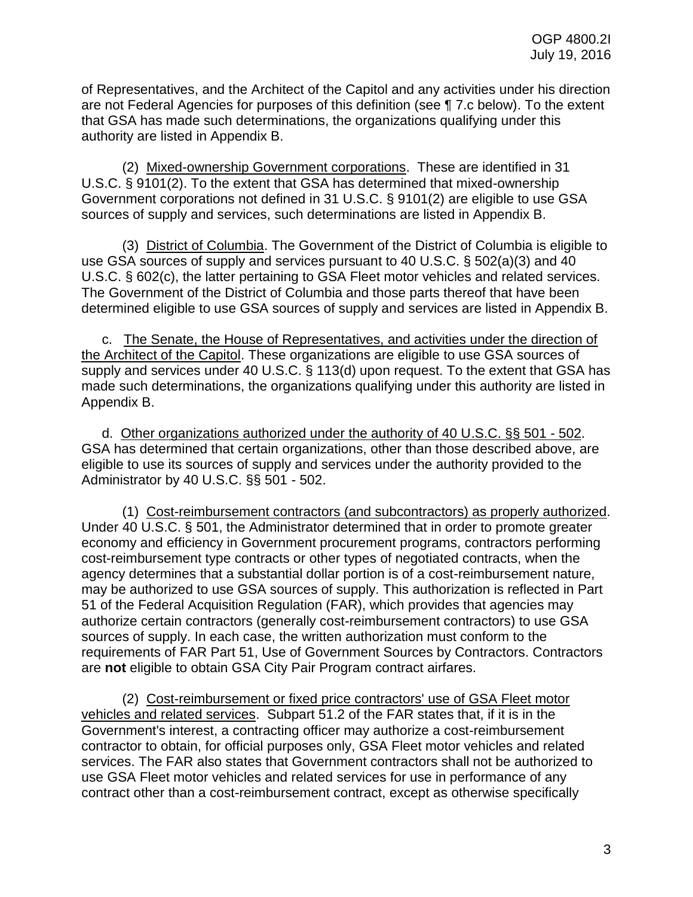of Representatives, and the Architect of the Capitol and any activities under his direction are not Federal Agencies for purposes of this definition (see ¶ 7.c below). To the extent that GSA has made such determinations, the organizations qualifying under this authority are listed in Appendix B.

(2) Mixed-ownership Government corporations. These are identified in 31 U.S.C. § 9101(2). To the extent that GSA has determined that mixed-ownership Government corporations not defined in 31 U.S.C. § 9101(2) are eligible to use GSA sources of supply and services, such determinations are listed in Appendix B.

(3) District of Columbia. The Government of the District of Columbia is eligible to use GSA sources of supply and services pursuant to 40 U.S.C. § 502(a)(3) and 40 U.S.C. § 602(c), the latter pertaining to GSA Fleet motor vehicles and related services. The Government of the District of Columbia and those parts thereof that have been determined eligible to use GSA sources of supply and services are listed in Appendix B.

c. The Senate, the House of Representatives, and activities under the direction of the Architect of the Capitol. These organizations are eligible to use GSA sources of supply and services under 40 U.S.C. § 113(d) upon request. To the extent that GSA has made such determinations, the organizations qualifying under this authority are listed in Appendix B.

d. Other organizations authorized under the authority of 40 U.S.C. §§ 501 - 502. GSA has determined that certain organizations, other than those described above, are eligible to use its sources of supply and services under the authority provided to the Administrator by 40 U.S.C. §§ 501 - 502.

(1) Cost-reimbursement contractors (and subcontractors) as properly authorized. Under 40 U.S.C. § 501, the Administrator determined that in order to promote greater economy and efficiency in Government procurement programs, contractors performing cost-reimbursement type contracts or other types of negotiated contracts, when the agency determines that a substantial dollar portion is of a cost-reimbursement nature, may be authorized to use GSA sources of supply. This authorization is reflected in Part 51 of the Federal Acquisition Regulation (FAR), which provides that agencies may authorize certain contractors (generally cost-reimbursement contractors) to use GSA sources of supply. In each case, the written authorization must conform to the requirements of FAR Part 51, Use of Government Sources by Contractors. Contractors are **not** eligible to obtain GSA City Pair Program contract airfares.

(2) Cost-reimbursement or fixed price contractors' use of GSA Fleet motor vehicles and related services. Subpart 51.2 of the FAR states that, if it is in the Government's interest, a contracting officer may authorize a cost-reimbursement contractor to obtain, for official purposes only, GSA Fleet motor vehicles and related services. The FAR also states that Government contractors shall not be authorized to use GSA Fleet motor vehicles and related services for use in performance of any contract other than a cost-reimbursement contract, except as otherwise specifically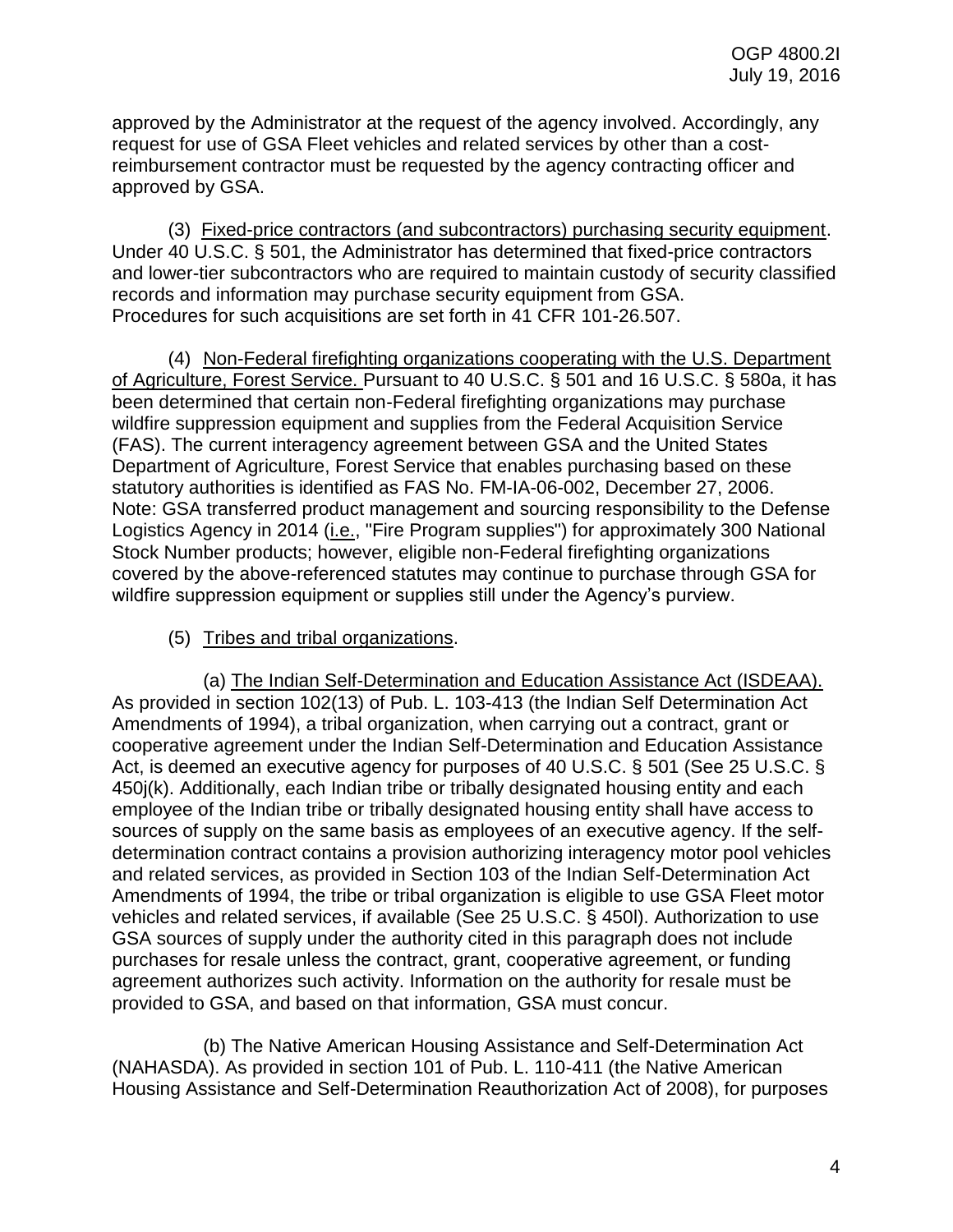approved by the Administrator at the request of the agency involved. Accordingly, any request for use of GSA Fleet vehicles and related services by other than a cost-reimbursement contractor must be requested by the agency contracting officer and approved by GSA.

(3) Fixed-price contractors (and subcontractors) purchasing security equipment. Under 40 U.S.C. § 501, the Administrator has determined that fixed-price contractors and lower-tier subcontractors who are required to maintain custody of security classified records and information may purchase security equipment from GSA. Procedures for such acquisitions are set forth in 41 CFR 101-26.507.

(4) Non-Federal firefighting organizations cooperating with the U.S. Department of Agriculture, Forest Service. Pursuant to 40 U.S.C. § 501 and 16 U.S.C. § 580a, it has been determined that certain non-Federal firefighting organizations may purchase wildfire suppression equipment and supplies from the Federal Acquisition Service (FAS). The current interagency agreement between GSA and the United States Department of Agriculture, Forest Service that enables purchasing based on these statutory authorities is identified as FAS No. FM-IA-06-002, December 27, 2006. Note: GSA transferred product management and sourcing responsibility to the Defense Logistics Agency in 2014 (i.e., "Fire Program supplies") for approximately 300 National Stock Number products; however, eligible non-Federal firefighting organizations covered by the above-referenced statutes may continue to purchase through GSA for wildfire suppression equipment or supplies still under the Agency's purview.

(5) Tribes and tribal organizations.

(a) The Indian Self-Determination and Education Assistance Act (ISDEAA). As provided in section 102(13) of Pub. L. 103-413 (the Indian Self Determination Act Amendments of 1994), a tribal organization, when carrying out a contract, grant or cooperative agreement under the Indian Self-Determination and Education Assistance Act, is deemed an executive agency for purposes of 40 U.S.C. § 501 (See 25 U.S.C. § 450j(k). Additionally, each Indian tribe or tribally designated housing entity and each employee of the Indian tribe or tribally designated housing entity shall have access to sources of supply on the same basis as employees of an executive agency. If the self-determination contract contains a provision authorizing interagency motor pool vehicles and related services, as provided in Section 103 of the Indian Self-Determination Act Amendments of 1994, the tribe or tribal organization is eligible to use GSA Fleet motor vehicles and related services, if available (See 25 U.S.C. § 450l). Authorization to use GSA sources of supply under the authority cited in this paragraph does not include purchases for resale unless the contract, grant, cooperative agreement, or funding agreement authorizes such activity. Information on the authority for resale must be provided to GSA, and based on that information, GSA must concur.

(b) The Native American Housing Assistance and Self-Determination Act (NAHASDA). As provided in section 101 of Pub. L. 110-411 (the Native American Housing Assistance and Self-Determination Reauthorization Act of 2008), for purposes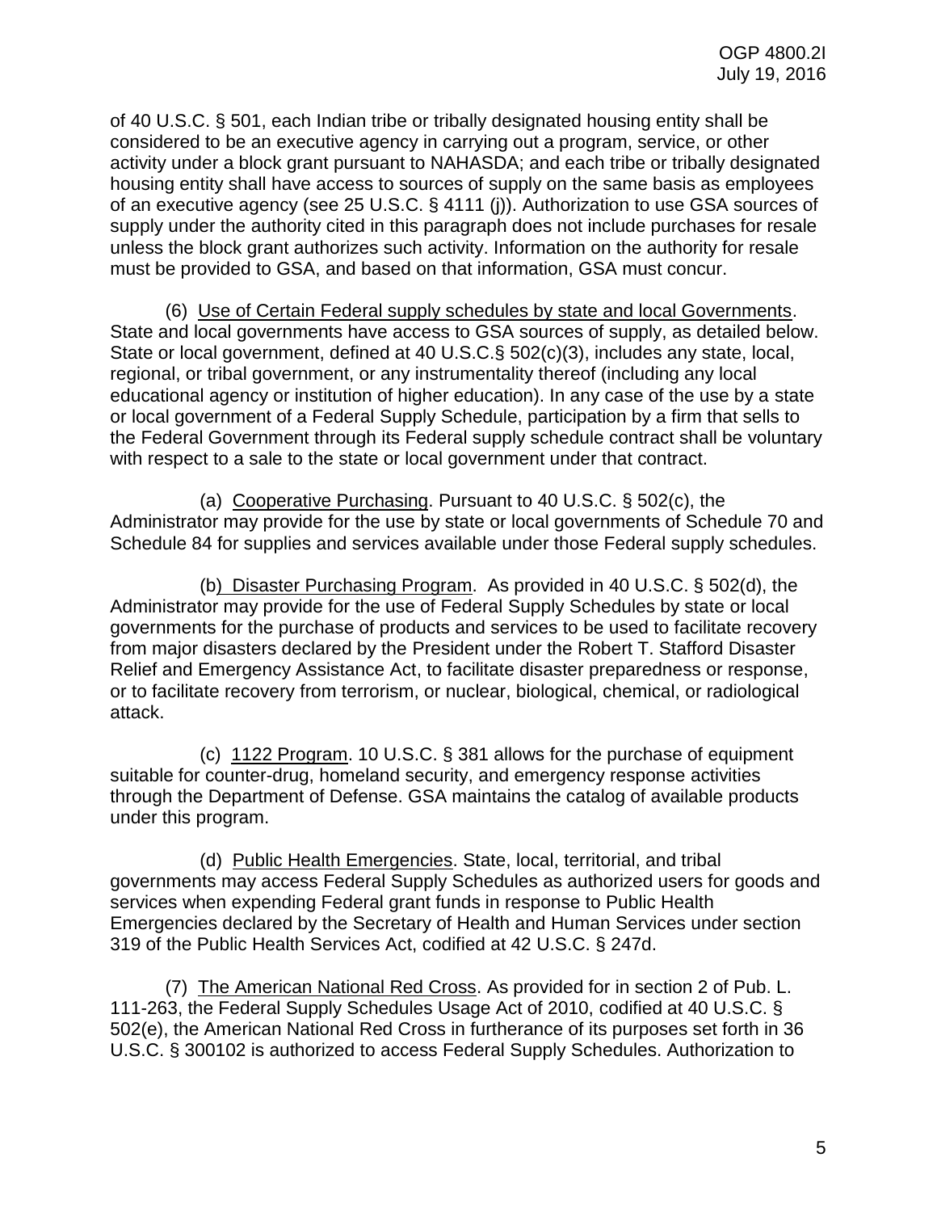of 40 U.S.C. § 501, each Indian tribe or tribally designated housing entity shall be considered to be an executive agency in carrying out a program, service, or other activity under a block grant pursuant to NAHASDA; and each tribe or tribally designated housing entity shall have access to sources of supply on the same basis as employees of an executive agency (see 25 U.S.C. § 4111 (j)). Authorization to use GSA sources of supply under the authority cited in this paragraph does not include purchases for resale unless the block grant authorizes such activity. Information on the authority for resale must be provided to GSA, and based on that information, GSA must concur.

(6) Use of Certain Federal supply schedules by state and local Governments. State and local governments have access to GSA sources of supply, as detailed below. State or local government, defined at 40 U.S.C.§ 502(c)(3), includes any state, local, regional, or tribal government, or any instrumentality thereof (including any local educational agency or institution of higher education). In any case of the use by a state or local government of a Federal Supply Schedule, participation by a firm that sells to the Federal Government through its Federal supply schedule contract shall be voluntary with respect to a sale to the state or local government under that contract.

(a) Cooperative Purchasing. Pursuant to 40 U.S.C. § 502(c), the Administrator may provide for the use by state or local governments of Schedule 70 and Schedule 84 for supplies and services available under those Federal supply schedules.

(b) Disaster Purchasing Program. As provided in 40 U.S.C. § 502(d), the Administrator may provide for the use of Federal Supply Schedules by state or local governments for the purchase of products and services to be used to facilitate recovery from major disasters declared by the President under the Robert T. Stafford Disaster Relief and Emergency Assistance Act, to facilitate disaster preparedness or response, or to facilitate recovery from terrorism, or nuclear, biological, chemical, or radiological attack.

(c) 1122 Program. 10 U.S.C. § 381 allows for the purchase of equipment suitable for counter-drug, homeland security, and emergency response activities through the Department of Defense. GSA maintains the catalog of available products under this program.

(d) Public Health Emergencies. State, local, territorial, and tribal governments may access Federal Supply Schedules as authorized users for goods and services when expending Federal grant funds in response to Public Health Emergencies declared by the Secretary of Health and Human Services under section 319 of the Public Health Services Act, codified at 42 U.S.C. § 247d.

(7) The American National Red Cross. As provided for in section 2 of Pub. L. 111-263, the Federal Supply Schedules Usage Act of 2010, codified at 40 U.S.C. § 502(e), the American National Red Cross in furtherance of its purposes set forth in 36 U.S.C. § 300102 is authorized to access Federal Supply Schedules. Authorization to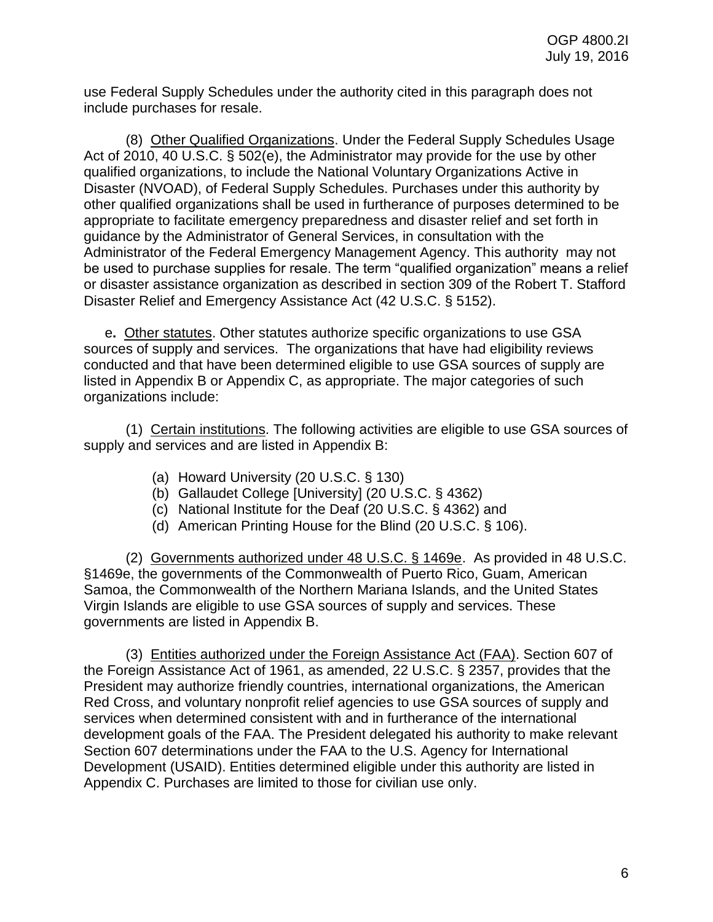use Federal Supply Schedules under the authority cited in this paragraph does not include purchases for resale.

(8) Other Qualified Organizations. Under the Federal Supply Schedules Usage Act of 2010, 40 U.S.C. § 502(e), the Administrator may provide for the use by other qualified organizations, to include the National Voluntary Organizations Active in Disaster (NVOAD), of Federal Supply Schedules. Purchases under this authority by other qualified organizations shall be used in furtherance of purposes determined to be appropriate to facilitate emergency preparedness and disaster relief and set forth in guidance by the Administrator of General Services, in consultation with the Administrator of the Federal Emergency Management Agency. This authority may not be used to purchase supplies for resale. The term "qualified organization" means a relief or disaster assistance organization as described in section 309 of the Robert T. Stafford Disaster Relief and Emergency Assistance Act (42 U.S.C. § 5152).

**e.** Other statutes. Other statutes authorize specific organizations to use GSA sources of supply and services. The organizations that have had eligibility reviews conducted and that have been determined eligible to use GSA sources of supply are listed in Appendix B or Appendix C, as appropriate. The major categories of such organizations include:

(1) Certain institutions. The following activities are eligible to use GSA sources of supply and services and are listed in Appendix B:

(a) Howard University (20 U.S.C. § 130)
(b) Gallaudet College [University] (20 U.S.C. § 4362)
(c) National Institute for the Deaf (20 U.S.C. § 4362) and
(d) American Printing House for the Blind (20 U.S.C. § 106).

(2) Governments authorized under 48 U.S.C. § 1469e. As provided in 48 U.S.C. §1469e, the governments of the Commonwealth of Puerto Rico, Guam, American Samoa, the Commonwealth of the Northern Mariana Islands, and the United States Virgin Islands are eligible to use GSA sources of supply and services. These governments are listed in Appendix B.

(3) Entities authorized under the Foreign Assistance Act (FAA). Section 607 of the Foreign Assistance Act of 1961, as amended, 22 U.S.C. § 2357, provides that the President may authorize friendly countries, international organizations, the American Red Cross, and voluntary nonprofit relief agencies to use GSA sources of supply and services when determined consistent with and in furtherance of the international development goals of the FAA. The President delegated his authority to make relevant Section 607 determinations under the FAA to the U.S. Agency for International Development (USAID). Entities determined eligible under this authority are listed in Appendix C. Purchases are limited to those for civilian use only.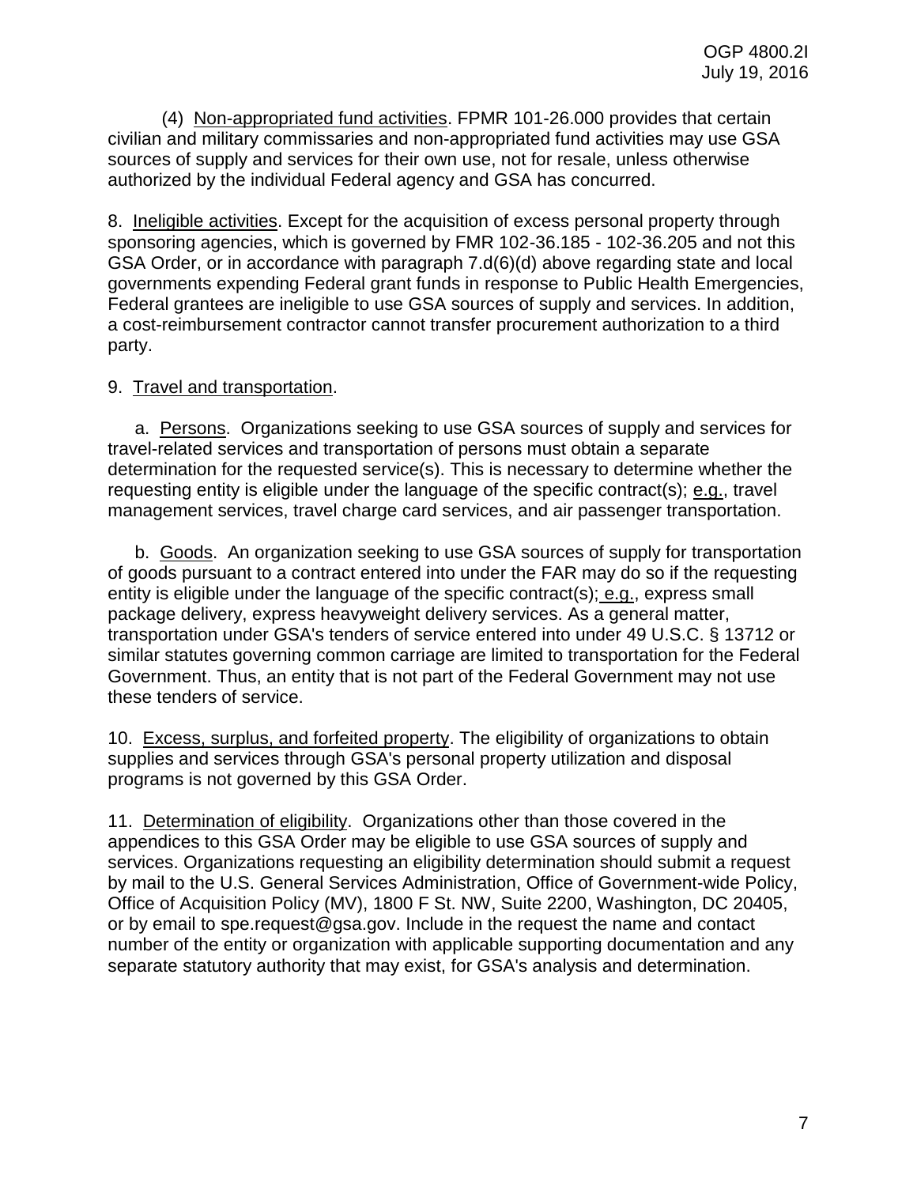(4) Non-appropriated fund activities. FPMR 101-26.000 provides that certain civilian and military commissaries and non-appropriated fund activities may use GSA sources of supply and services for their own use, not for resale, unless otherwise authorized by the individual Federal agency and GSA has concurred.

8. Ineligible activities. Except for the acquisition of excess personal property through sponsoring agencies, which is governed by FMR 102-36.185 - 102-36.205 and not this GSA Order, or in accordance with paragraph 7.d(6)(d) above regarding state and local governments expending Federal grant funds in response to Public Health Emergencies, Federal grantees are ineligible to use GSA sources of supply and services. In addition, a cost-reimbursement contractor cannot transfer procurement authorization to a third party.

9. Travel and transportation.

a. Persons. Organizations seeking to use GSA sources of supply and services for travel-related services and transportation of persons must obtain a separate determination for the requested service(s). This is necessary to determine whether the requesting entity is eligible under the language of the specific contract(s); e.g., travel management services, travel charge card services, and air passenger transportation.

b. Goods. An organization seeking to use GSA sources of supply for transportation of goods pursuant to a contract entered into under the FAR may do so if the requesting entity is eligible under the language of the specific contract(s); e.g., express small package delivery, express heavyweight delivery services. As a general matter, transportation under GSA's tenders of service entered into under 49 U.S.C. § 13712 or similar statutes governing common carriage are limited to transportation for the Federal Government. Thus, an entity that is not part of the Federal Government may not use these tenders of service.

10. Excess, surplus, and forfeited property. The eligibility of organizations to obtain supplies and services through GSA's personal property utilization and disposal programs is not governed by this GSA Order.

11. Determination of eligibility. Organizations other than those covered in the appendices to this GSA Order may be eligible to use GSA sources of supply and services. Organizations requesting an eligibility determination should submit a request by mail to the U.S. General Services Administration, Office of Government-wide Policy, Office of Acquisition Policy (MV), 1800 F St. NW, Suite 2200, Washington, DC 20405, or by email to spe.request@gsa.gov. Include in the request the name and contact number of the entity or organization with applicable supporting documentation and any separate statutory authority that may exist, for GSA's analysis and determination.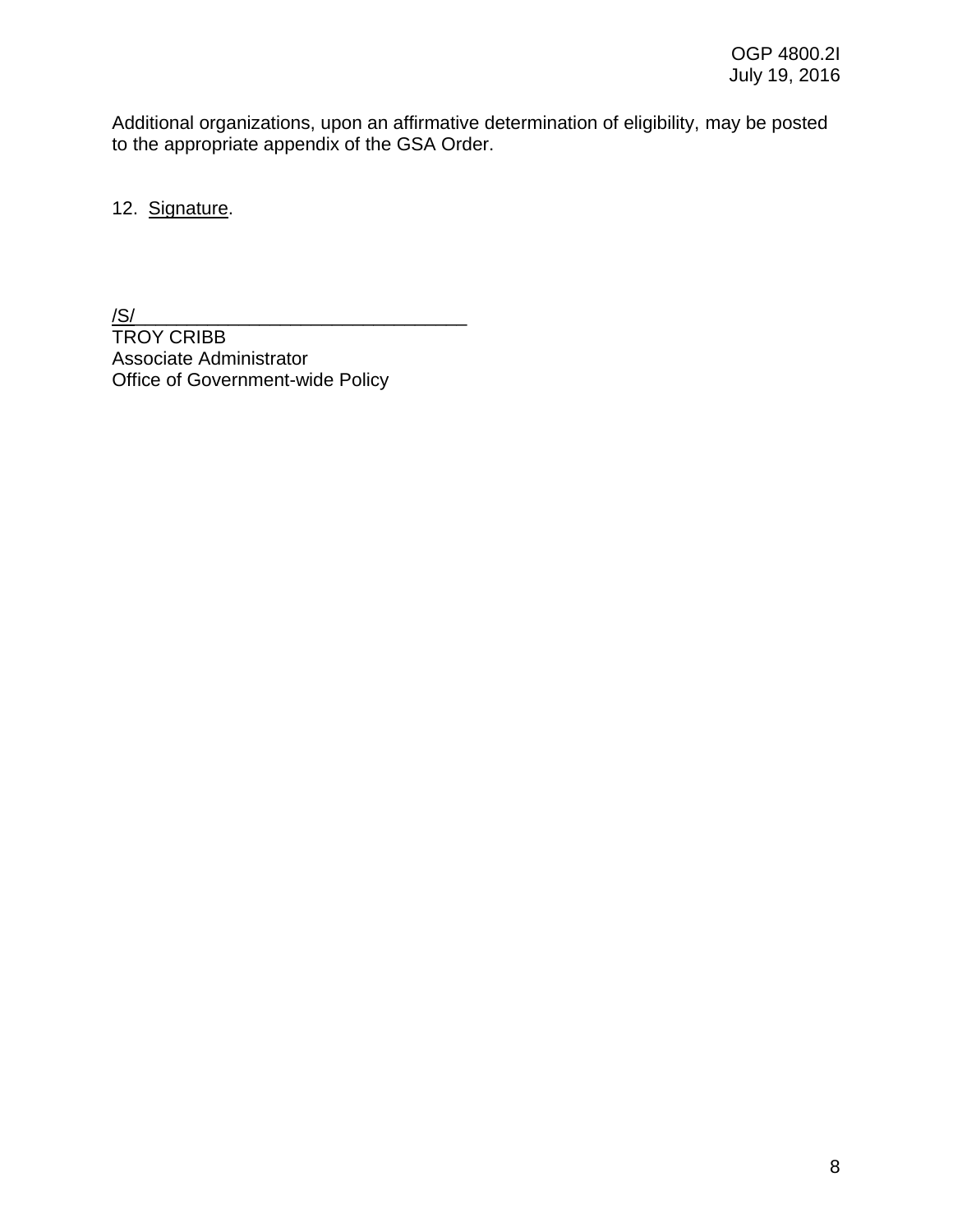Additional organizations, upon an affirmative determination of eligibility, may be posted to the appropriate appendix of the GSA Order.

12. Signature.

/S/________________________________
TROY CRIBB
Associate Administrator
Office of Government-wide Policy